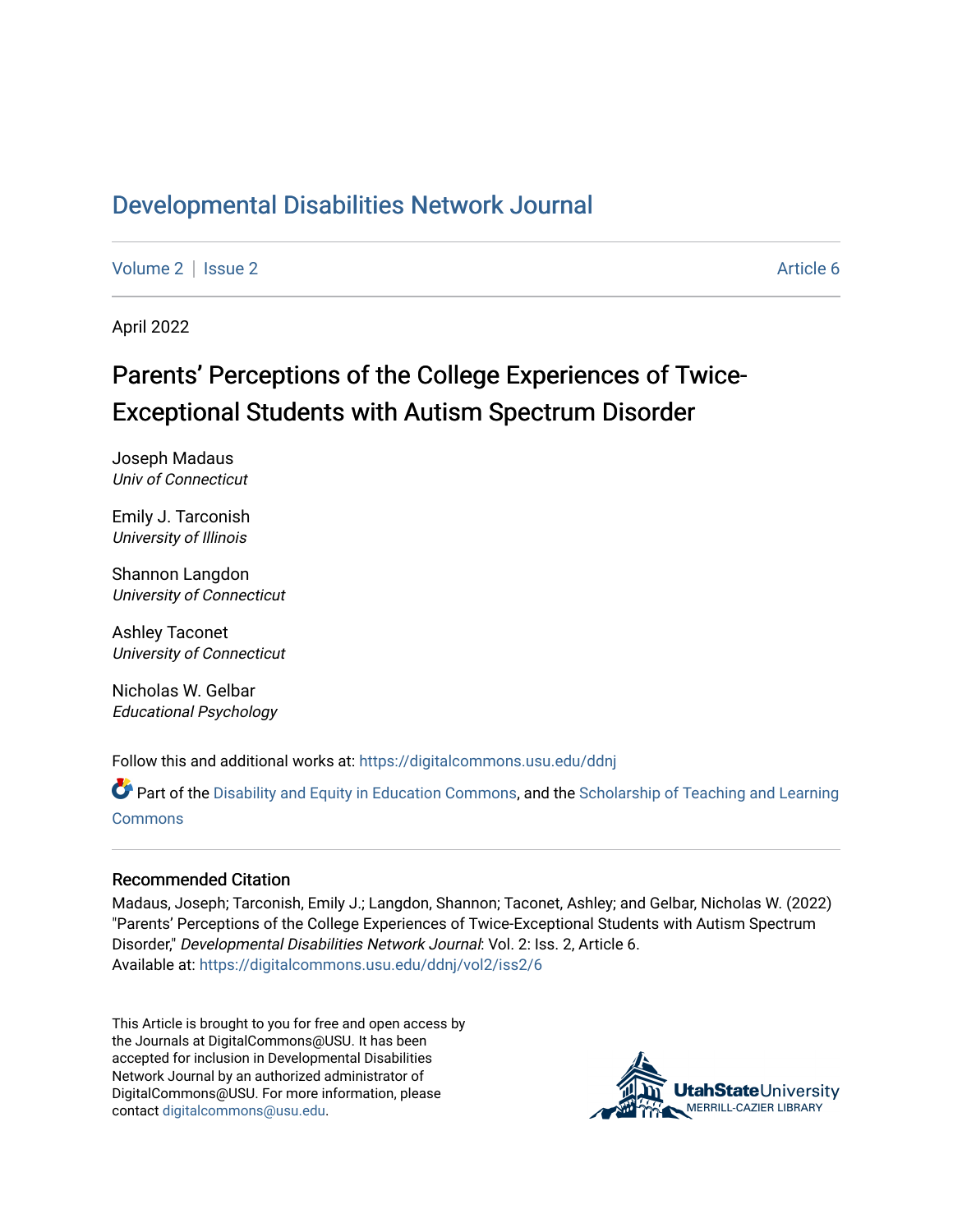# Developmental Disabilities Network Journal

Volume 2 | Issue 2 Article 6

April 2022

## Parents' Perceptions of the College Experiences of Twice-Exceptional Students with Autism Spectrum Disorder

Joseph Madaus
*Univ of Connecticut*

Emily J. Tarconish
*University of Illinois*

Shannon Langdon
*University of Connecticut*

Ashley Taconet
*University of Connecticut*

Nicholas W. Gelbar
*Educational Psychology*

Follow this and additional works at: https://digitalcommons.usu.edu/ddnj

Part of the Disability and Equity in Education Commons, and the Scholarship of Teaching and Learning Commons

### Recommended Citation

Madaus, Joseph; Tarconish, Emily J.; Langdon, Shannon; Taconet, Ashley; and Gelbar, Nicholas W. (2022) "Parents' Perceptions of the College Experiences of Twice-Exceptional Students with Autism Spectrum Disorder," *Developmental Disabilities Network Journal*: Vol. 2: Iss. 2, Article 6.
Available at: https://digitalcommons.usu.edu/ddnj/vol2/iss2/6

This Article is brought to you for free and open access by the Journals at DigitalCommons@USU. It has been accepted for inclusion in Developmental Disabilities Network Journal by an authorized administrator of DigitalCommons@USU. For more information, please contact digitalcommons@usu.edu.

UtahStateUniversity
MERRILL-CAZIER LIBRARY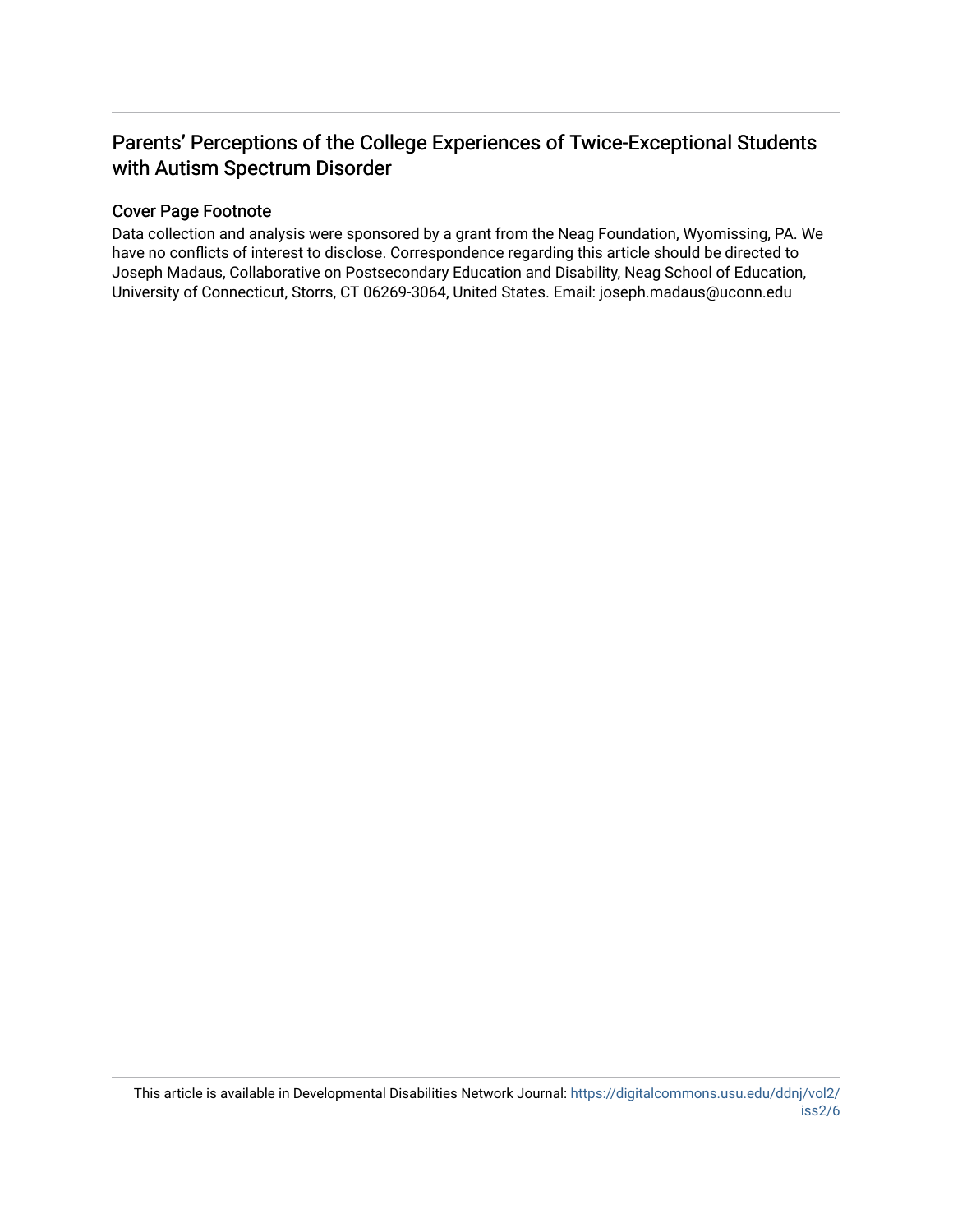# Parents' Perceptions of the College Experiences of Twice-Exceptional Students with Autism Spectrum Disorder

## Cover Page Footnote

Data collection and analysis were sponsored by a grant from the Neag Foundation, Wyomissing, PA. We have no conflicts of interest to disclose. Correspondence regarding this article should be directed to Joseph Madaus, Collaborative on Postsecondary Education and Disability, Neag School of Education, University of Connecticut, Storrs, CT 06269-3064, United States. Email: joseph.madaus@uconn.edu

This article is available in Developmental Disabilities Network Journal: https://digitalcommons.usu.edu/ddnj/vol2/iss2/6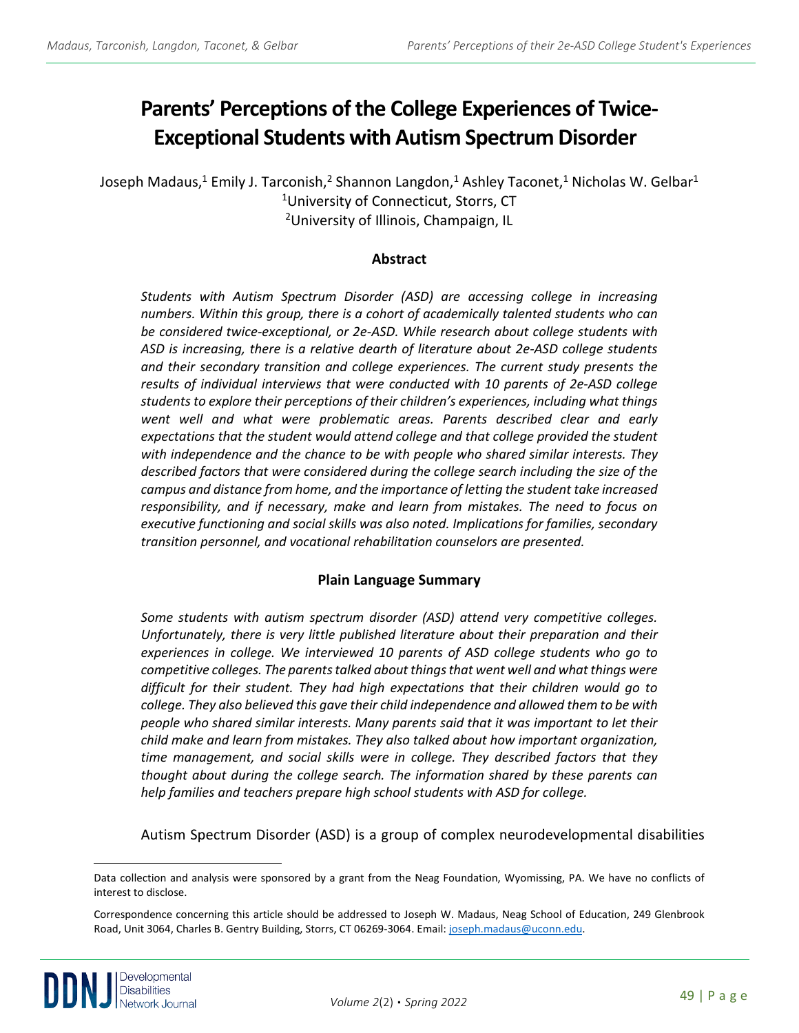# Parents' Perceptions of the College Experiences of Twice-Exceptional Students with Autism Spectrum Disorder

Joseph Madaus,[1] Emily J. Tarconish,[2] Shannon Langdon,[1] Ashley Taconet,[1] Nicholas W. Gelbar[1]

[1]University of Connecticut, Storrs, CT

[2]University of Illinois, Champaign, IL

## Abstract

*Students with Autism Spectrum Disorder (ASD) are accessing college in increasing numbers. Within this group, there is a cohort of academically talented students who can be considered twice-exceptional, or 2e-ASD. While research about college students with ASD is increasing, there is a relative dearth of literature about 2e-ASD college students and their secondary transition and college experiences. The current study presents the results of individual interviews that were conducted with 10 parents of 2e-ASD college students to explore their perceptions of their children's experiences, including what things went well and what were problematic areas. Parents described clear and early expectations that the student would attend college and that college provided the student with independence and the chance to be with people who shared similar interests. They described factors that were considered during the college search including the size of the campus and distance from home, and the importance of letting the student take increased responsibility, and if necessary, make and learn from mistakes. The need to focus on executive functioning and social skills was also noted. Implications for families, secondary transition personnel, and vocational rehabilitation counselors are presented.*

## Plain Language Summary

*Some students with autism spectrum disorder (ASD) attend very competitive colleges. Unfortunately, there is very little published literature about their preparation and their experiences in college. We interviewed 10 parents of ASD college students who go to competitive colleges. The parents talked about things that went well and what things were difficult for their student. They had high expectations that their children would go to college. They also believed this gave their child independence and allowed them to be with people who shared similar interests. Many parents said that it was important to let their child make and learn from mistakes. They also talked about how important organization, time management, and social skills were in college. They described factors that they thought about during the college search. The information shared by these parents can help families and teachers prepare high school students with ASD for college.*

Autism Spectrum Disorder (ASD) is a group of complex neurodevelopmental disabilities

---

Data collection and analysis were sponsored by a grant from the Neag Foundation, Wyomissing, PA. We have no conflicts of interest to disclose.

Correspondence concerning this article should be addressed to Joseph W. Madaus, Neag School of Education, 249 Glenbrook Road, Unit 3064, Charles B. Gentry Building, Storrs, CT 06269-3064. Email: joseph.madaus@uconn.edu.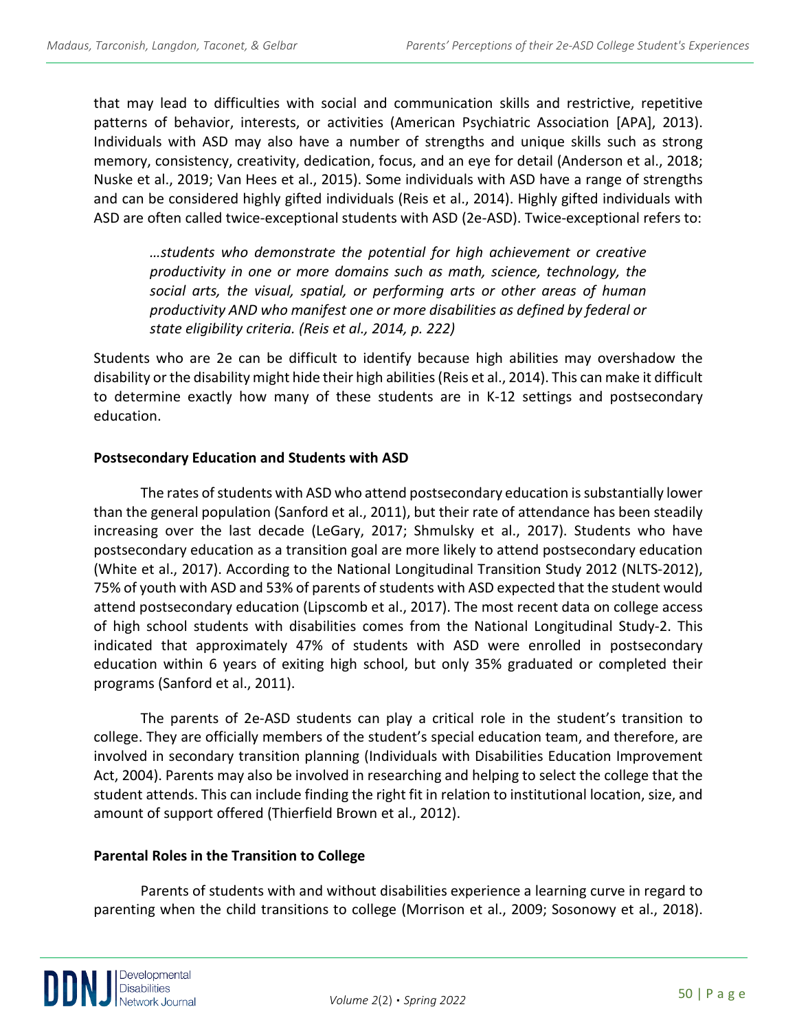that may lead to difficulties with social and communication skills and restrictive, repetitive patterns of behavior, interests, or activities (American Psychiatric Association [APA], 2013). Individuals with ASD may also have a number of strengths and unique skills such as strong memory, consistency, creativity, dedication, focus, and an eye for detail (Anderson et al., 2018; Nuske et al., 2019; Van Hees et al., 2015). Some individuals with ASD have a range of strengths and can be considered highly gifted individuals (Reis et al., 2014). Highly gifted individuals with ASD are often called twice-exceptional students with ASD (2e-ASD). Twice-exceptional refers to:

> *…students who demonstrate the potential for high achievement or creative productivity in one or more domains such as math, science, technology, the social arts, the visual, spatial, or performing arts or other areas of human productivity AND who manifest one or more disabilities as defined by federal or state eligibility criteria. (Reis et al., 2014, p. 222)*

Students who are 2e can be difficult to identify because high abilities may overshadow the disability or the disability might hide their high abilities (Reis et al., 2014). This can make it difficult to determine exactly how many of these students are in K-12 settings and postsecondary education.

## Postsecondary Education and Students with ASD

The rates of students with ASD who attend postsecondary education is substantially lower than the general population (Sanford et al., 2011), but their rate of attendance has been steadily increasing over the last decade (LeGary, 2017; Shmulsky et al., 2017). Students who have postsecondary education as a transition goal are more likely to attend postsecondary education (White et al., 2017). According to the National Longitudinal Transition Study 2012 (NLTS-2012), 75% of youth with ASD and 53% of parents of students with ASD expected that the student would attend postsecondary education (Lipscomb et al., 2017). The most recent data on college access of high school students with disabilities comes from the National Longitudinal Study-2. This indicated that approximately 47% of students with ASD were enrolled in postsecondary education within 6 years of exiting high school, but only 35% graduated or completed their programs (Sanford et al., 2011).

The parents of 2e-ASD students can play a critical role in the student's transition to college. They are officially members of the student's special education team, and therefore, are involved in secondary transition planning (Individuals with Disabilities Education Improvement Act, 2004). Parents may also be involved in researching and helping to select the college that the student attends. This can include finding the right fit in relation to institutional location, size, and amount of support offered (Thierfield Brown et al., 2012).

## Parental Roles in the Transition to College

Parents of students with and without disabilities experience a learning curve in regard to parenting when the child transitions to college (Morrison et al., 2009; Sosonowy et al., 2018).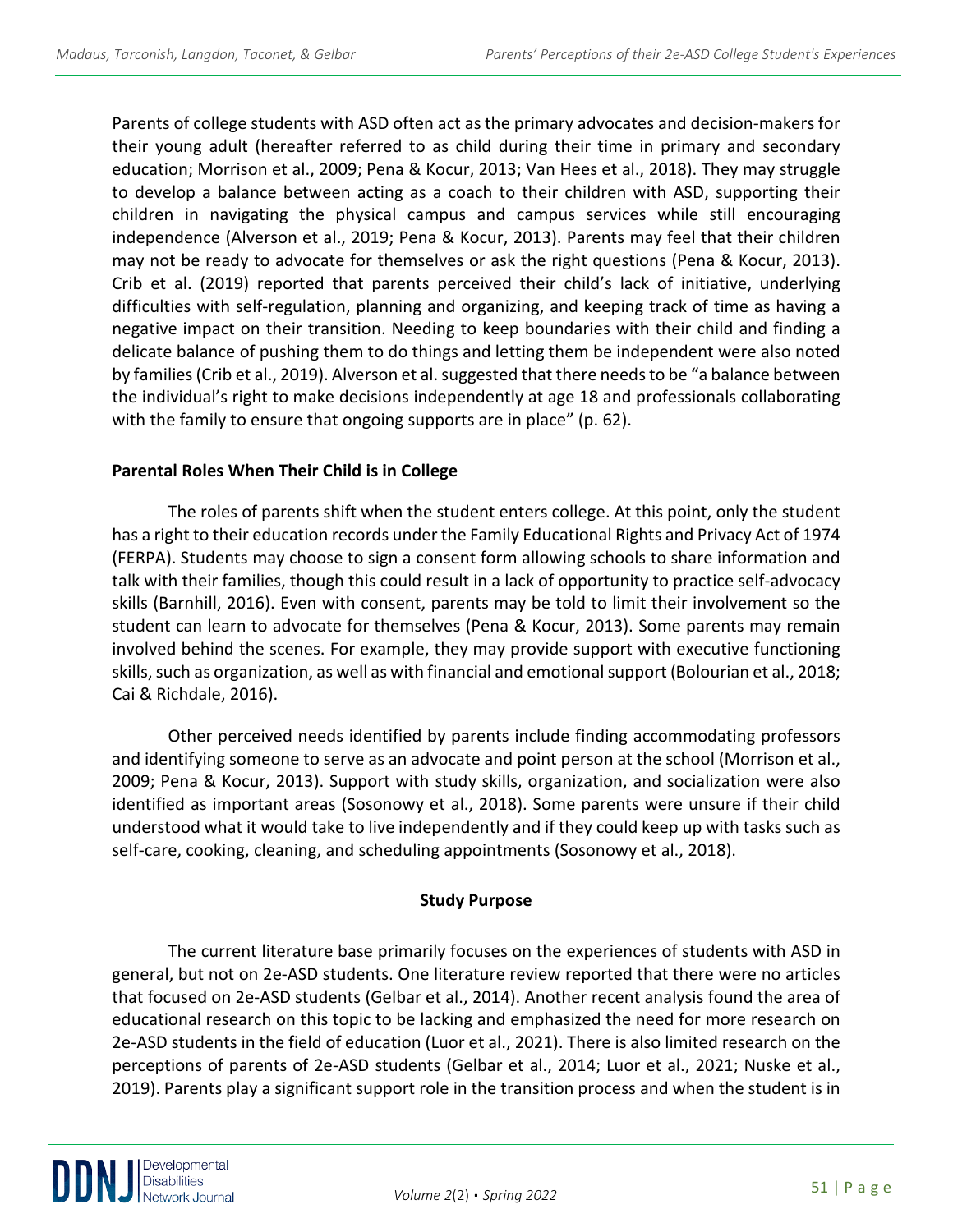Parents of college students with ASD often act as the primary advocates and decision-makers for their young adult (hereafter referred to as child during their time in primary and secondary education; Morrison et al., 2009; Pena & Kocur, 2013; Van Hees et al., 2018). They may struggle to develop a balance between acting as a coach to their children with ASD, supporting their children in navigating the physical campus and campus services while still encouraging independence (Alverson et al., 2019; Pena & Kocur, 2013). Parents may feel that their children may not be ready to advocate for themselves or ask the right questions (Pena & Kocur, 2013). Crib et al. (2019) reported that parents perceived their child's lack of initiative, underlying difficulties with self-regulation, planning and organizing, and keeping track of time as having a negative impact on their transition. Needing to keep boundaries with their child and finding a delicate balance of pushing them to do things and letting them be independent were also noted by families (Crib et al., 2019). Alverson et al. suggested that there needs to be "a balance between the individual's right to make decisions independently at age 18 and professionals collaborating with the family to ensure that ongoing supports are in place" (p. 62).

### Parental Roles When Their Child is in College

The roles of parents shift when the student enters college. At this point, only the student has a right to their education records under the Family Educational Rights and Privacy Act of 1974 (FERPA). Students may choose to sign a consent form allowing schools to share information and talk with their families, though this could result in a lack of opportunity to practice self-advocacy skills (Barnhill, 2016). Even with consent, parents may be told to limit their involvement so the student can learn to advocate for themselves (Pena & Kocur, 2013). Some parents may remain involved behind the scenes. For example, they may provide support with executive functioning skills, such as organization, as well as with financial and emotional support (Bolourian et al., 2018; Cai & Richdale, 2016).

Other perceived needs identified by parents include finding accommodating professors and identifying someone to serve as an advocate and point person at the school (Morrison et al., 2009; Pena & Kocur, 2013). Support with study skills, organization, and socialization were also identified as important areas (Sosonowy et al., 2018). Some parents were unsure if their child understood what it would take to live independently and if they could keep up with tasks such as self-care, cooking, cleaning, and scheduling appointments (Sosonowy et al., 2018).

## Study Purpose

The current literature base primarily focuses on the experiences of students with ASD in general, but not on 2e-ASD students. One literature review reported that there were no articles that focused on 2e-ASD students (Gelbar et al., 2014). Another recent analysis found the area of educational research on this topic to be lacking and emphasized the need for more research on 2e-ASD students in the field of education (Luor et al., 2021). There is also limited research on the perceptions of parents of 2e-ASD students (Gelbar et al., 2014; Luor et al., 2021; Nuske et al., 2019). Parents play a significant support role in the transition process and when the student is in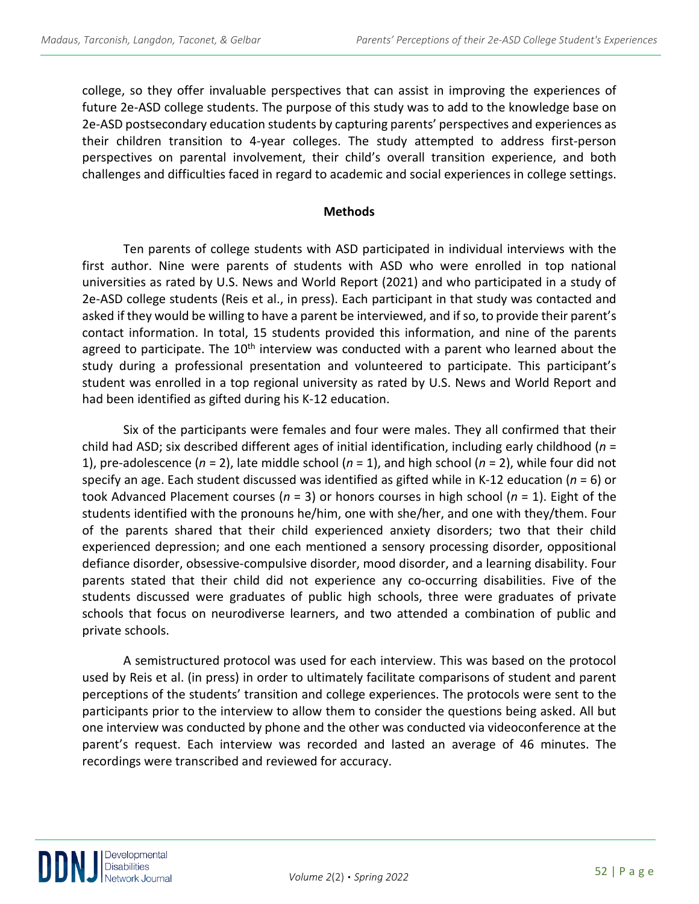college, so they offer invaluable perspectives that can assist in improving the experiences of future 2e-ASD college students. The purpose of this study was to add to the knowledge base on 2e-ASD postsecondary education students by capturing parents' perspectives and experiences as their children transition to 4-year colleges. The study attempted to address first-person perspectives on parental involvement, their child's overall transition experience, and both challenges and difficulties faced in regard to academic and social experiences in college settings.

## Methods

Ten parents of college students with ASD participated in individual interviews with the first author. Nine were parents of students with ASD who were enrolled in top national universities as rated by U.S. News and World Report (2021) and who participated in a study of 2e-ASD college students (Reis et al., in press). Each participant in that study was contacted and asked if they would be willing to have a parent be interviewed, and if so, to provide their parent's contact information. In total, 15 students provided this information, and nine of the parents agreed to participate. The 10th interview was conducted with a parent who learned about the study during a professional presentation and volunteered to participate. This participant's student was enrolled in a top regional university as rated by U.S. News and World Report and had been identified as gifted during his K-12 education.

Six of the participants were females and four were males. They all confirmed that their child had ASD; six described different ages of initial identification, including early childhood (*n* = 1), pre-adolescence (*n* = 2), late middle school (*n* = 1), and high school (*n* = 2), while four did not specify an age. Each student discussed was identified as gifted while in K-12 education (*n* = 6) or took Advanced Placement courses (*n* = 3) or honors courses in high school (*n* = 1). Eight of the students identified with the pronouns he/him, one with she/her, and one with they/them. Four of the parents shared that their child experienced anxiety disorders; two that their child experienced depression; and one each mentioned a sensory processing disorder, oppositional defiance disorder, obsessive-compulsive disorder, mood disorder, and a learning disability. Four parents stated that their child did not experience any co-occurring disabilities. Five of the students discussed were graduates of public high schools, three were graduates of private schools that focus on neurodiverse learners, and two attended a combination of public and private schools.

A semistructured protocol was used for each interview. This was based on the protocol used by Reis et al. (in press) in order to ultimately facilitate comparisons of student and parent perceptions of the students' transition and college experiences. The protocols were sent to the participants prior to the interview to allow them to consider the questions being asked. All but one interview was conducted by phone and the other was conducted via videoconference at the parent's request. Each interview was recorded and lasted an average of 46 minutes. The recordings were transcribed and reviewed for accuracy.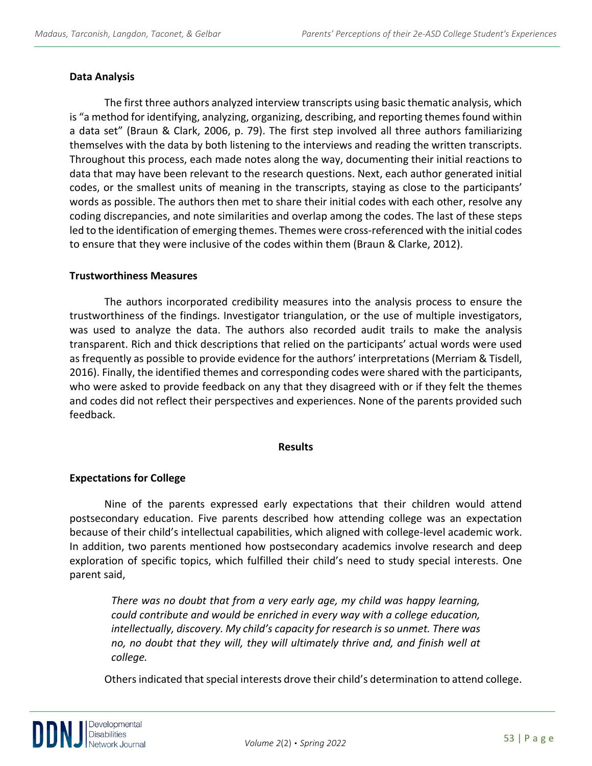### Data Analysis

The first three authors analyzed interview transcripts using basic thematic analysis, which is "a method for identifying, analyzing, organizing, describing, and reporting themes found within a data set" (Braun & Clark, 2006, p. 79). The first step involved all three authors familiarizing themselves with the data by both listening to the interviews and reading the written transcripts. Throughout this process, each made notes along the way, documenting their initial reactions to data that may have been relevant to the research questions. Next, each author generated initial codes, or the smallest units of meaning in the transcripts, staying as close to the participants' words as possible. The authors then met to share their initial codes with each other, resolve any coding discrepancies, and note similarities and overlap among the codes. The last of these steps led to the identification of emerging themes. Themes were cross-referenced with the initial codes to ensure that they were inclusive of the codes within them (Braun & Clarke, 2012).

### Trustworthiness Measures

The authors incorporated credibility measures into the analysis process to ensure the trustworthiness of the findings. Investigator triangulation, or the use of multiple investigators, was used to analyze the data. The authors also recorded audit trails to make the analysis transparent. Rich and thick descriptions that relied on the participants' actual words were used as frequently as possible to provide evidence for the authors' interpretations (Merriam & Tisdell, 2016). Finally, the identified themes and corresponding codes were shared with the participants, who were asked to provide feedback on any that they disagreed with or if they felt the themes and codes did not reflect their perspectives and experiences. None of the parents provided such feedback.

## Results

### Expectations for College

Nine of the parents expressed early expectations that their children would attend postsecondary education. Five parents described how attending college was an expectation because of their child's intellectual capabilities, which aligned with college-level academic work. In addition, two parents mentioned how postsecondary academics involve research and deep exploration of specific topics, which fulfilled their child's need to study special interests. One parent said,

> *There was no doubt that from a very early age, my child was happy learning, could contribute and would be enriched in every way with a college education, intellectually, discovery. My child's capacity for research is so unmet. There was no, no doubt that they will, they will ultimately thrive and, and finish well at college.*

Others indicated that special interests drove their child's determination to attend college.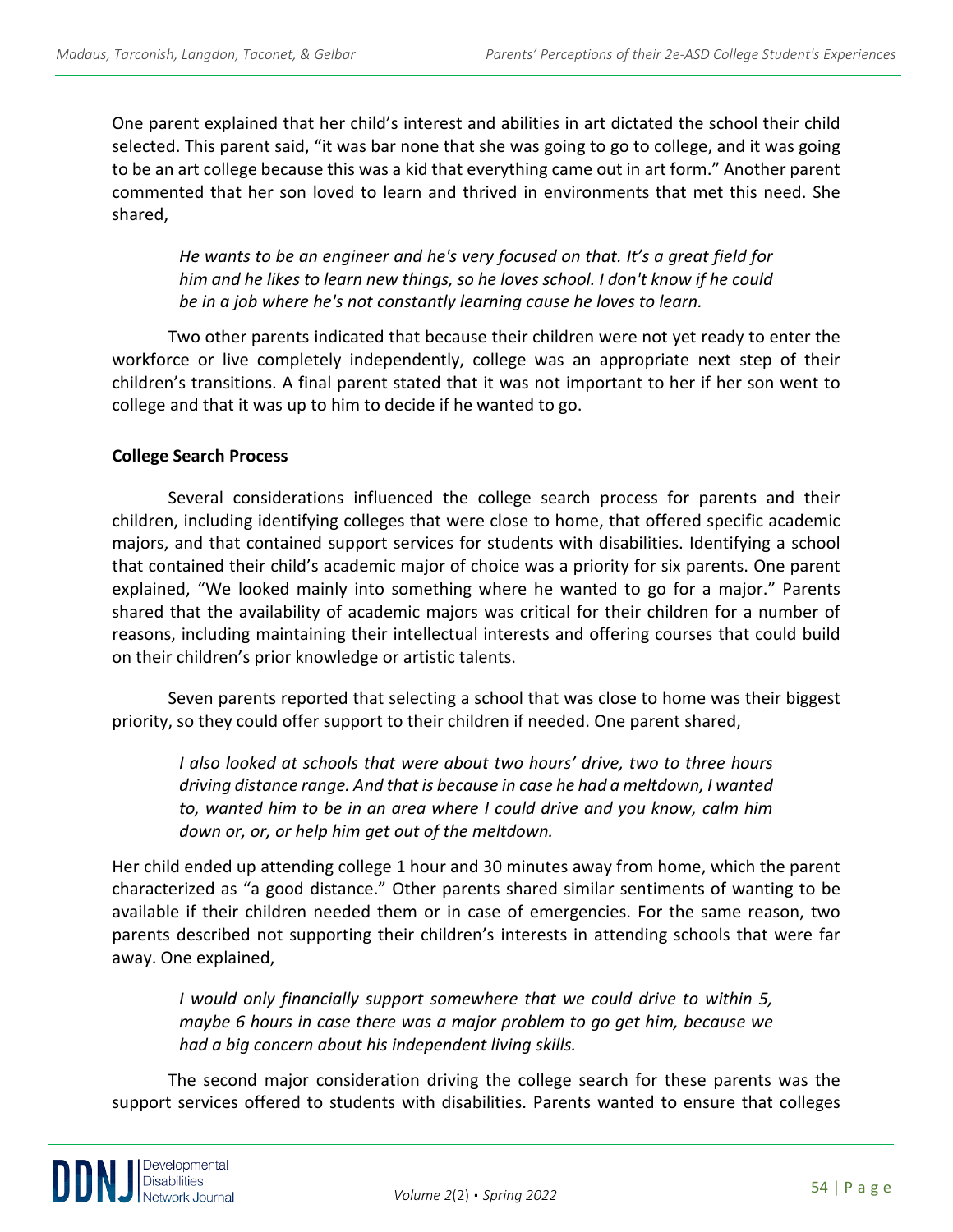One parent explained that her child's interest and abilities in art dictated the school their child selected. This parent said, "it was bar none that she was going to go to college, and it was going to be an art college because this was a kid that everything came out in art form." Another parent commented that her son loved to learn and thrived in environments that met this need. She shared,

> *He wants to be an engineer and he's very focused on that. It's a great field for him and he likes to learn new things, so he loves school. I don't know if he could be in a job where he's not constantly learning cause he loves to learn.*

Two other parents indicated that because their children were not yet ready to enter the workforce or live completely independently, college was an appropriate next step of their children's transitions. A final parent stated that it was not important to her if her son went to college and that it was up to him to decide if he wanted to go.

**College Search Process**

Several considerations influenced the college search process for parents and their children, including identifying colleges that were close to home, that offered specific academic majors, and that contained support services for students with disabilities. Identifying a school that contained their child's academic major of choice was a priority for six parents. One parent explained, "We looked mainly into something where he wanted to go for a major." Parents shared that the availability of academic majors was critical for their children for a number of reasons, including maintaining their intellectual interests and offering courses that could build on their children's prior knowledge or artistic talents.

Seven parents reported that selecting a school that was close to home was their biggest priority, so they could offer support to their children if needed. One parent shared,

> *I also looked at schools that were about two hours' drive, two to three hours driving distance range. And that is because in case he had a meltdown, I wanted to, wanted him to be in an area where I could drive and you know, calm him down or, or, or help him get out of the meltdown.*

Her child ended up attending college 1 hour and 30 minutes away from home, which the parent characterized as "a good distance." Other parents shared similar sentiments of wanting to be available if their children needed them or in case of emergencies. For the same reason, two parents described not supporting their children's interests in attending schools that were far away. One explained,

> *I would only financially support somewhere that we could drive to within 5, maybe 6 hours in case there was a major problem to go get him, because we had a big concern about his independent living skills.*

The second major consideration driving the college search for these parents was the support services offered to students with disabilities. Parents wanted to ensure that colleges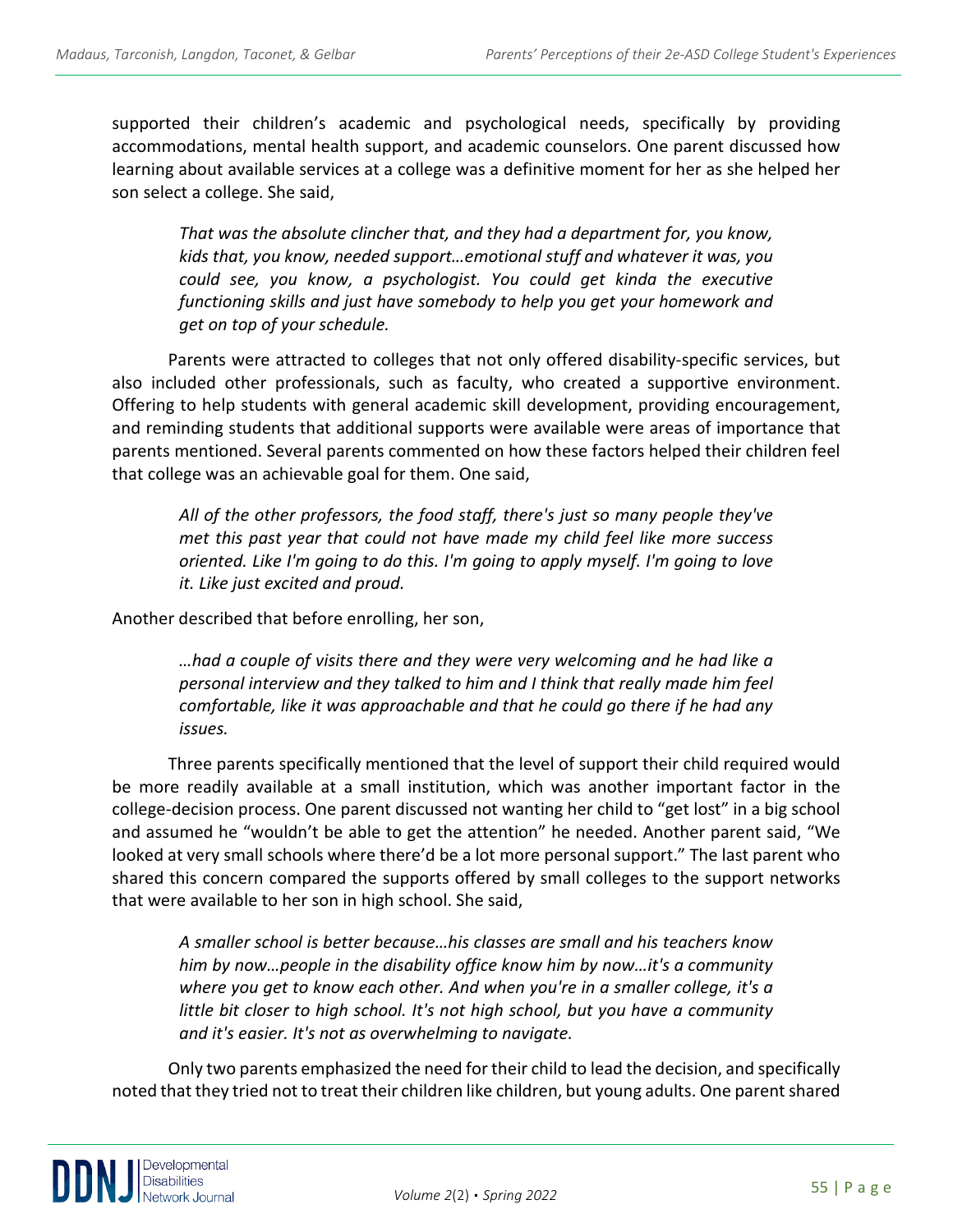supported their children's academic and psychological needs, specifically by providing accommodations, mental health support, and academic counselors. One parent discussed how learning about available services at a college was a definitive moment for her as she helped her son select a college. She said,

> *That was the absolute clincher that, and they had a department for, you know, kids that, you know, needed support…emotional stuff and whatever it was, you could see, you know, a psychologist. You could get kinda the executive functioning skills and just have somebody to help you get your homework and get on top of your schedule.*

Parents were attracted to colleges that not only offered disability-specific services, but also included other professionals, such as faculty, who created a supportive environment. Offering to help students with general academic skill development, providing encouragement, and reminding students that additional supports were available were areas of importance that parents mentioned. Several parents commented on how these factors helped their children feel that college was an achievable goal for them. One said,

> *All of the other professors, the food staff, there's just so many people they've met this past year that could not have made my child feel like more success oriented. Like I'm going to do this. I'm going to apply myself. I'm going to love it. Like just excited and proud.*

Another described that before enrolling, her son,

> *…had a couple of visits there and they were very welcoming and he had like a personal interview and they talked to him and I think that really made him feel comfortable, like it was approachable and that he could go there if he had any issues.*

Three parents specifically mentioned that the level of support their child required would be more readily available at a small institution, which was another important factor in the college-decision process. One parent discussed not wanting her child to "get lost" in a big school and assumed he "wouldn't be able to get the attention" he needed. Another parent said, "We looked at very small schools where there'd be a lot more personal support." The last parent who shared this concern compared the supports offered by small colleges to the support networks that were available to her son in high school. She said,

> *A smaller school is better because…his classes are small and his teachers know him by now…people in the disability office know him by now…it's a community where you get to know each other. And when you're in a smaller college, it's a little bit closer to high school. It's not high school, but you have a community and it's easier. It's not as overwhelming to navigate.*

Only two parents emphasized the need for their child to lead the decision, and specifically noted that they tried not to treat their children like children, but young adults. One parent shared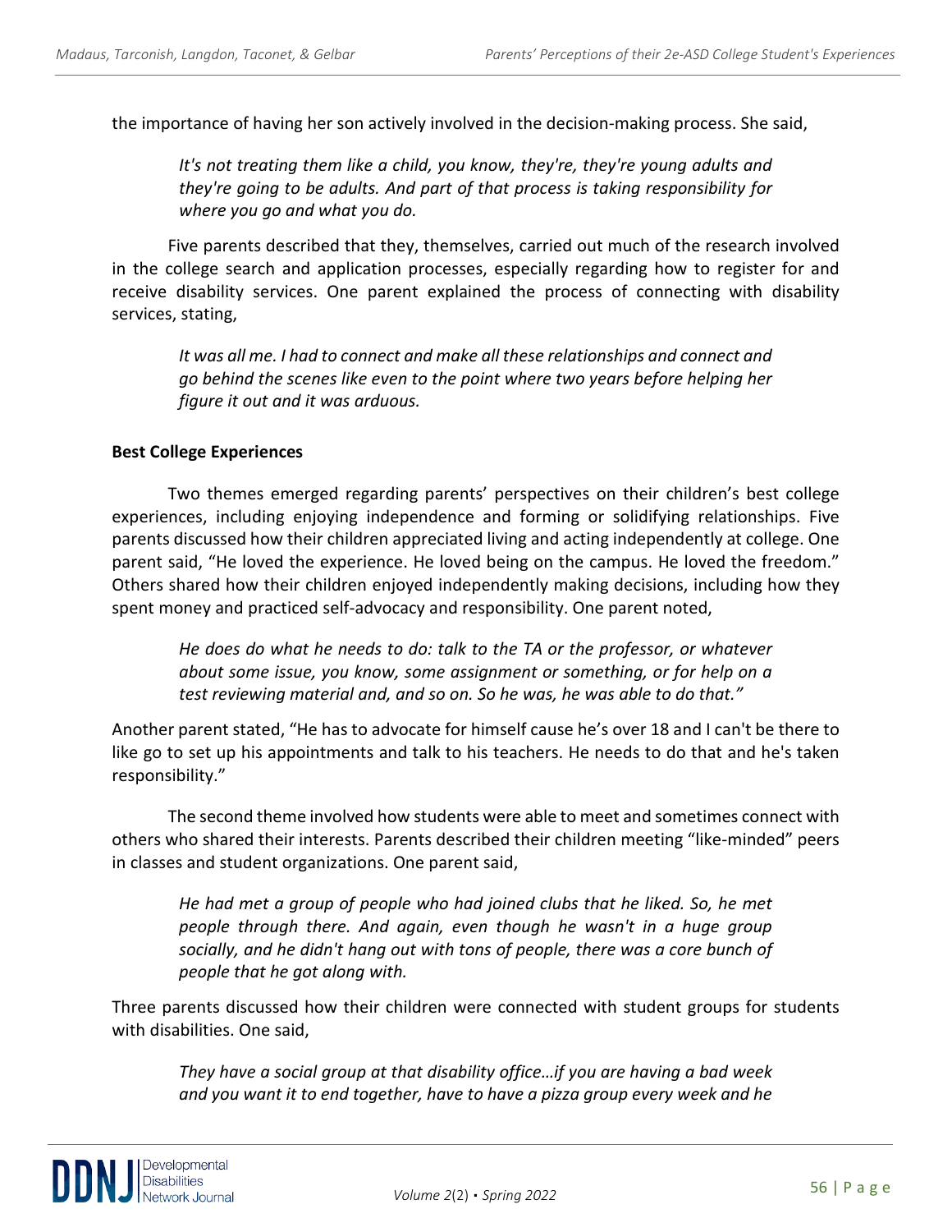the importance of having her son actively involved in the decision-making process. She said,

> *It's not treating them like a child, you know, they're, they're young adults and they're going to be adults. And part of that process is taking responsibility for where you go and what you do.*

Five parents described that they, themselves, carried out much of the research involved in the college search and application processes, especially regarding how to register for and receive disability services. One parent explained the process of connecting with disability services, stating,

> *It was all me. I had to connect and make all these relationships and connect and go behind the scenes like even to the point where two years before helping her figure it out and it was arduous.*

**Best College Experiences**

Two themes emerged regarding parents' perspectives on their children's best college experiences, including enjoying independence and forming or solidifying relationships. Five parents discussed how their children appreciated living and acting independently at college. One parent said, "He loved the experience. He loved being on the campus. He loved the freedom." Others shared how their children enjoyed independently making decisions, including how they spent money and practiced self-advocacy and responsibility. One parent noted,

> *He does do what he needs to do: talk to the TA or the professor, or whatever about some issue, you know, some assignment or something, or for help on a test reviewing material and, and so on. So he was, he was able to do that."*

Another parent stated, "He has to advocate for himself cause he's over 18 and I can't be there to like go to set up his appointments and talk to his teachers. He needs to do that and he's taken responsibility."

The second theme involved how students were able to meet and sometimes connect with others who shared their interests. Parents described their children meeting "like-minded" peers in classes and student organizations. One parent said,

> *He had met a group of people who had joined clubs that he liked. So, he met people through there. And again, even though he wasn't in a huge group socially, and he didn't hang out with tons of people, there was a core bunch of people that he got along with.*

Three parents discussed how their children were connected with student groups for students with disabilities. One said,

> *They have a social group at that disability office…if you are having a bad week and you want it to end together, have to have a pizza group every week and he*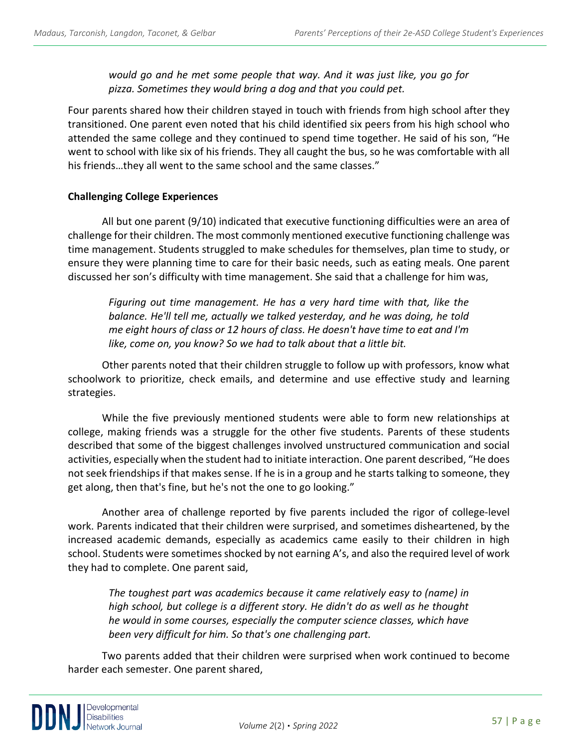*would go and he met some people that way. And it was just like, you go for pizza. Sometimes they would bring a dog and that you could pet.*

Four parents shared how their children stayed in touch with friends from high school after they transitioned. One parent even noted that his child identified six peers from his high school who attended the same college and they continued to spend time together. He said of his son, "He went to school with like six of his friends. They all caught the bus, so he was comfortable with all his friends…they all went to the same school and the same classes."

**Challenging College Experiences**

All but one parent (9/10) indicated that executive functioning difficulties were an area of challenge for their children. The most commonly mentioned executive functioning challenge was time management. Students struggled to make schedules for themselves, plan time to study, or ensure they were planning time to care for their basic needs, such as eating meals. One parent discussed her son's difficulty with time management. She said that a challenge for him was,

> *Figuring out time management. He has a very hard time with that, like the balance. He'll tell me, actually we talked yesterday, and he was doing, he told me eight hours of class or 12 hours of class. He doesn't have time to eat and I'm like, come on, you know? So we had to talk about that a little bit.*

Other parents noted that their children struggle to follow up with professors, know what schoolwork to prioritize, check emails, and determine and use effective study and learning strategies.

While the five previously mentioned students were able to form new relationships at college, making friends was a struggle for the other five students. Parents of these students described that some of the biggest challenges involved unstructured communication and social activities, especially when the student had to initiate interaction. One parent described, "He does not seek friendships if that makes sense. If he is in a group and he starts talking to someone, they get along, then that's fine, but he's not the one to go looking."

Another area of challenge reported by five parents included the rigor of college-level work. Parents indicated that their children were surprised, and sometimes disheartened, by the increased academic demands, especially as academics came easily to their children in high school. Students were sometimes shocked by not earning A's, and also the required level of work they had to complete. One parent said,

> *The toughest part was academics because it came relatively easy to (name) in high school, but college is a different story. He didn't do as well as he thought he would in some courses, especially the computer science classes, which have been very difficult for him. So that's one challenging part.*

Two parents added that their children were surprised when work continued to become harder each semester. One parent shared,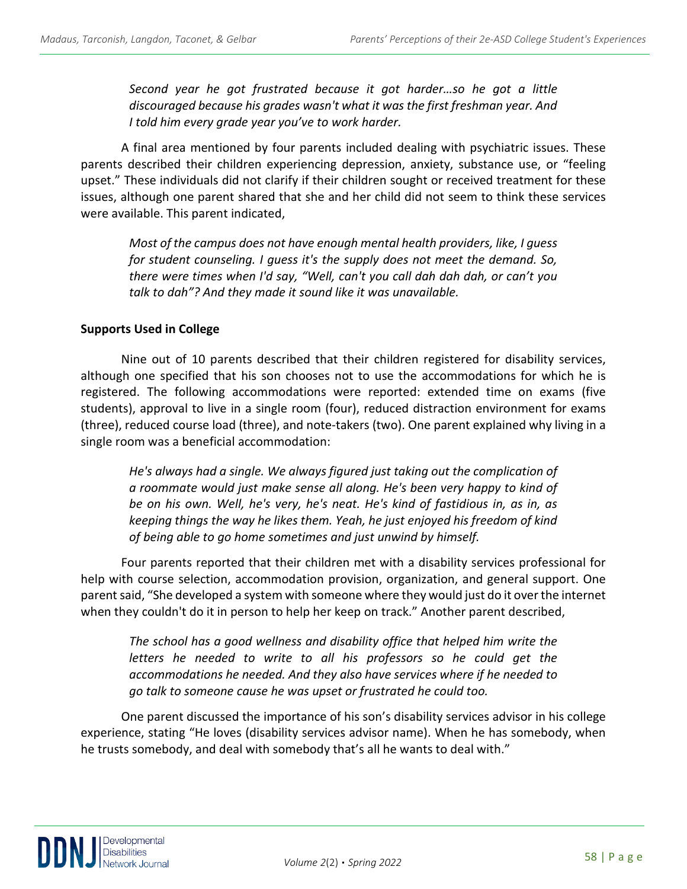> *Second year he got frustrated because it got harder…so he got a little discouraged because his grades wasn't what it was the first freshman year. And I told him every grade year you've to work harder.*

A final area mentioned by four parents included dealing with psychiatric issues. These parents described their children experiencing depression, anxiety, substance use, or "feeling upset." These individuals did not clarify if their children sought or received treatment for these issues, although one parent shared that she and her child did not seem to think these services were available. This parent indicated,

> *Most of the campus does not have enough mental health providers, like, I guess for student counseling. I guess it's the supply does not meet the demand. So, there were times when I'd say, "Well, can't you call dah dah dah, or can't you talk to dah"? And they made it sound like it was unavailable.*

**Supports Used in College**

Nine out of 10 parents described that their children registered for disability services, although one specified that his son chooses not to use the accommodations for which he is registered. The following accommodations were reported: extended time on exams (five students), approval to live in a single room (four), reduced distraction environment for exams (three), reduced course load (three), and note-takers (two). One parent explained why living in a single room was a beneficial accommodation:

> *He's always had a single. We always figured just taking out the complication of a roommate would just make sense all along. He's been very happy to kind of be on his own. Well, he's very, he's neat. He's kind of fastidious in, as in, as keeping things the way he likes them. Yeah, he just enjoyed his freedom of kind of being able to go home sometimes and just unwind by himself.*

Four parents reported that their children met with a disability services professional for help with course selection, accommodation provision, organization, and general support. One parent said, "She developed a system with someone where they would just do it over the internet when they couldn't do it in person to help her keep on track." Another parent described,

> *The school has a good wellness and disability office that helped him write the letters he needed to write to all his professors so he could get the accommodations he needed. And they also have services where if he needed to go talk to someone cause he was upset or frustrated he could too.*

One parent discussed the importance of his son's disability services advisor in his college experience, stating "He loves (disability services advisor name). When he has somebody, when he trusts somebody, and deal with somebody that's all he wants to deal with."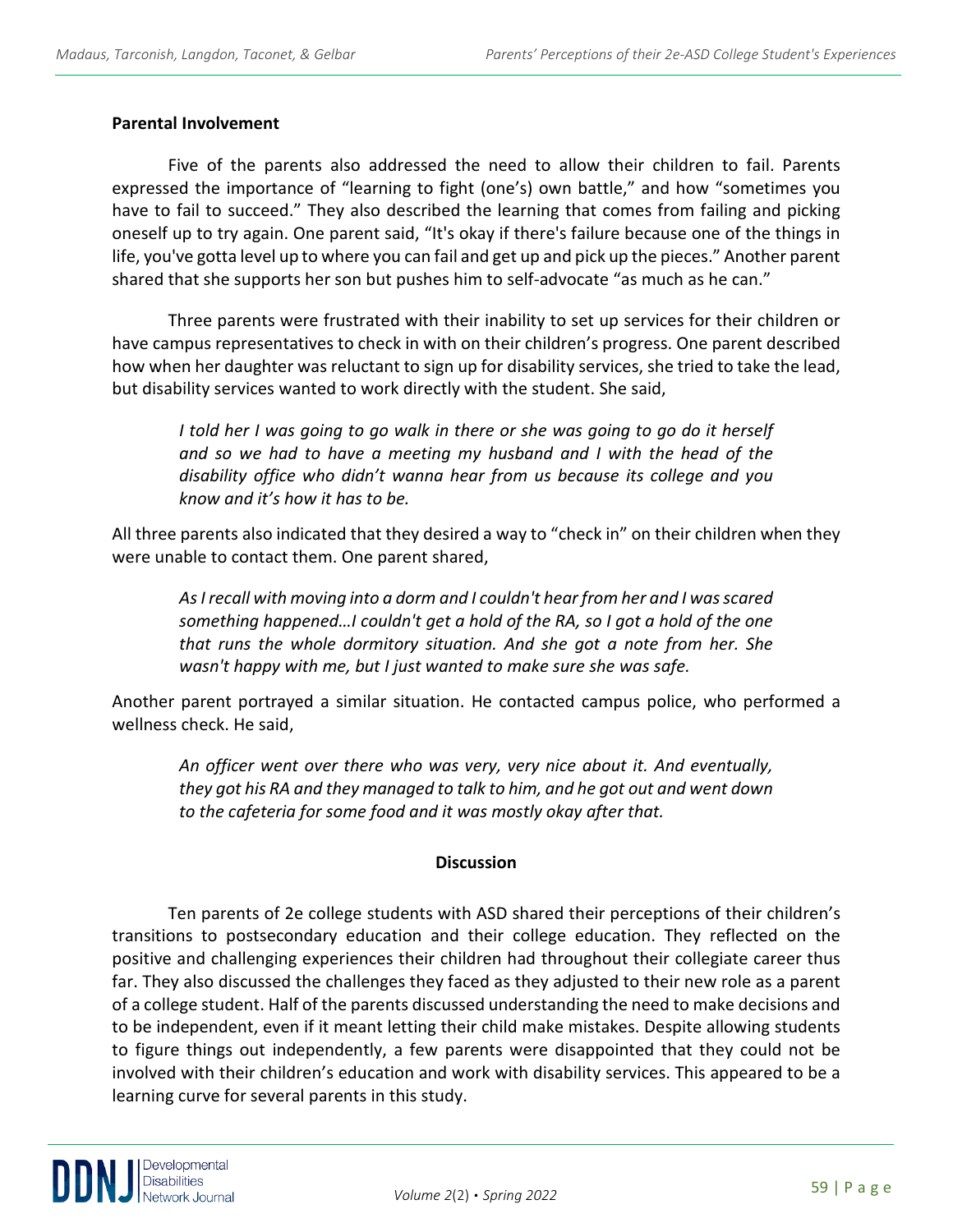**Parental Involvement**

Five of the parents also addressed the need to allow their children to fail. Parents expressed the importance of "learning to fight (one's) own battle," and how "sometimes you have to fail to succeed." They also described the learning that comes from failing and picking oneself up to try again. One parent said, "It's okay if there's failure because one of the things in life, you've gotta level up to where you can fail and get up and pick up the pieces." Another parent shared that she supports her son but pushes him to self-advocate "as much as he can."

Three parents were frustrated with their inability to set up services for their children or have campus representatives to check in with on their children's progress. One parent described how when her daughter was reluctant to sign up for disability services, she tried to take the lead, but disability services wanted to work directly with the student. She said,

> *I told her I was going to go walk in there or she was going to go do it herself and so we had to have a meeting my husband and I with the head of the disability office who didn't wanna hear from us because its college and you know and it's how it has to be.*

All three parents also indicated that they desired a way to "check in" on their children when they were unable to contact them. One parent shared,

> *As I recall with moving into a dorm and I couldn't hear from her and I was scared something happened…I couldn't get a hold of the RA, so I got a hold of the one that runs the whole dormitory situation. And she got a note from her. She wasn't happy with me, but I just wanted to make sure she was safe.*

Another parent portrayed a similar situation. He contacted campus police, who performed a wellness check. He said,

> *An officer went over there who was very, very nice about it. And eventually, they got his RA and they managed to talk to him, and he got out and went down to the cafeteria for some food and it was mostly okay after that.*

## Discussion

Ten parents of 2e college students with ASD shared their perceptions of their children's transitions to postsecondary education and their college education. They reflected on the positive and challenging experiences their children had throughout their collegiate career thus far. They also discussed the challenges they faced as they adjusted to their new role as a parent of a college student. Half of the parents discussed understanding the need to make decisions and to be independent, even if it meant letting their child make mistakes. Despite allowing students to figure things out independently, a few parents were disappointed that they could not be involved with their children's education and work with disability services. This appeared to be a learning curve for several parents in this study.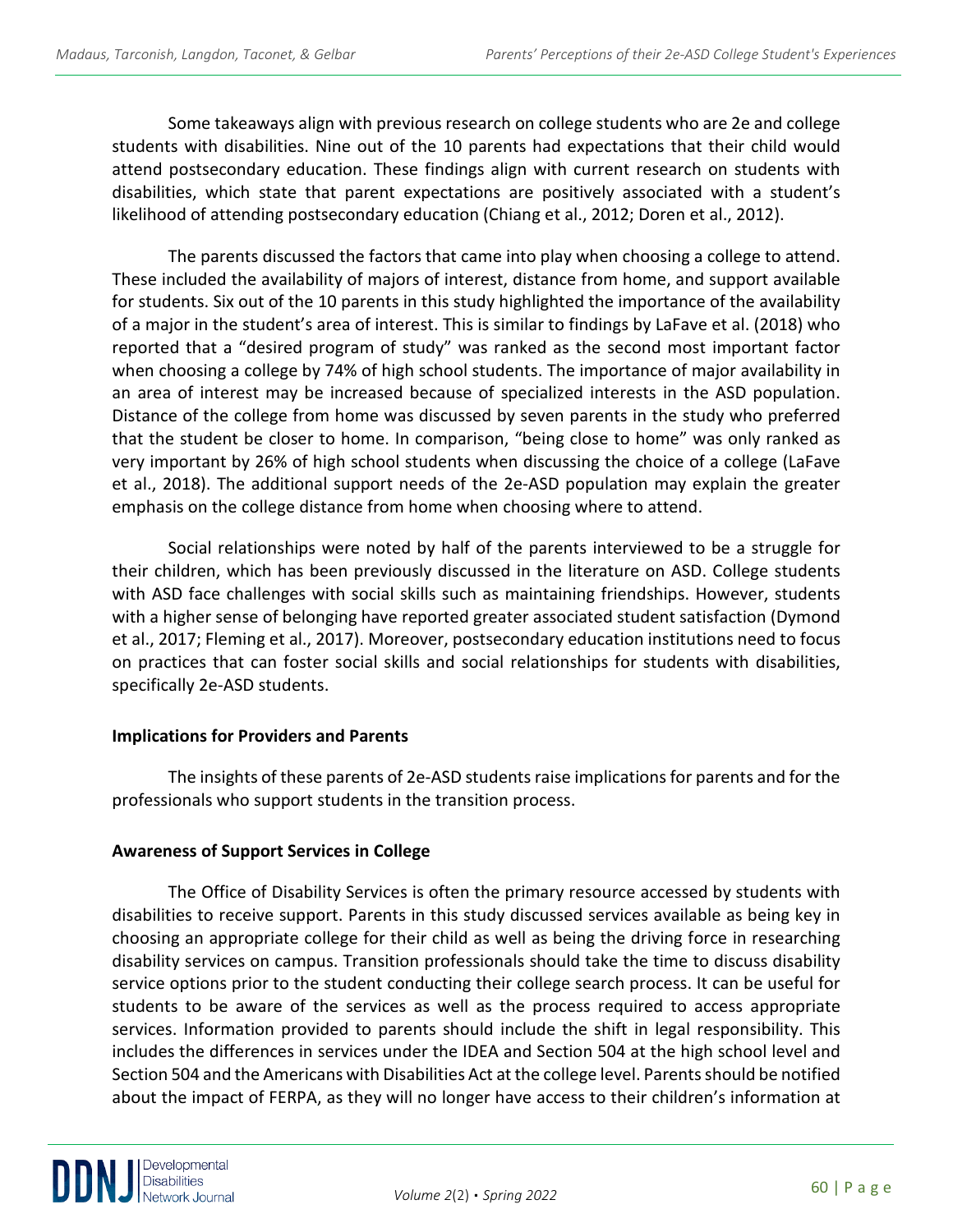Some takeaways align with previous research on college students who are 2e and college students with disabilities. Nine out of the 10 parents had expectations that their child would attend postsecondary education. These findings align with current research on students with disabilities, which state that parent expectations are positively associated with a student's likelihood of attending postsecondary education (Chiang et al., 2012; Doren et al., 2012).

The parents discussed the factors that came into play when choosing a college to attend. These included the availability of majors of interest, distance from home, and support available for students. Six out of the 10 parents in this study highlighted the importance of the availability of a major in the student's area of interest. This is similar to findings by LaFave et al. (2018) who reported that a "desired program of study" was ranked as the second most important factor when choosing a college by 74% of high school students. The importance of major availability in an area of interest may be increased because of specialized interests in the ASD population. Distance of the college from home was discussed by seven parents in the study who preferred that the student be closer to home. In comparison, "being close to home" was only ranked as very important by 26% of high school students when discussing the choice of a college (LaFave et al., 2018). The additional support needs of the 2e-ASD population may explain the greater emphasis on the college distance from home when choosing where to attend.

Social relationships were noted by half of the parents interviewed to be a struggle for their children, which has been previously discussed in the literature on ASD. College students with ASD face challenges with social skills such as maintaining friendships. However, students with a higher sense of belonging have reported greater associated student satisfaction (Dymond et al., 2017; Fleming et al., 2017). Moreover, postsecondary education institutions need to focus on practices that can foster social skills and social relationships for students with disabilities, specifically 2e-ASD students.

## Implications for Providers and Parents

The insights of these parents of 2e-ASD students raise implications for parents and for the professionals who support students in the transition process.

## Awareness of Support Services in College

The Office of Disability Services is often the primary resource accessed by students with disabilities to receive support. Parents in this study discussed services available as being key in choosing an appropriate college for their child as well as being the driving force in researching disability services on campus. Transition professionals should take the time to discuss disability service options prior to the student conducting their college search process. It can be useful for students to be aware of the services as well as the process required to access appropriate services. Information provided to parents should include the shift in legal responsibility. This includes the differences in services under the IDEA and Section 504 at the high school level and Section 504 and the Americans with Disabilities Act at the college level. Parents should be notified about the impact of FERPA, as they will no longer have access to their children's information at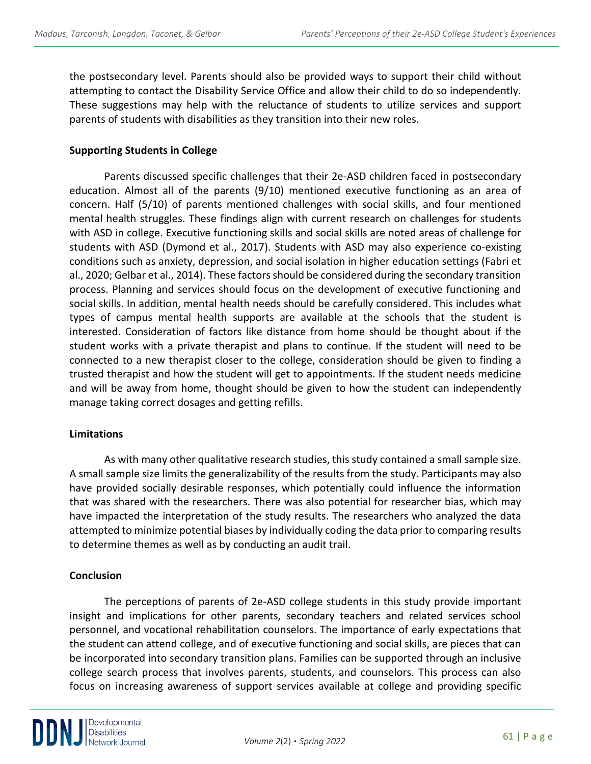the postsecondary level. Parents should also be provided ways to support their child without attempting to contact the Disability Service Office and allow their child to do so independently. These suggestions may help with the reluctance of students to utilize services and support parents of students with disabilities as they transition into their new roles.

## Supporting Students in College

Parents discussed specific challenges that their 2e-ASD children faced in postsecondary education. Almost all of the parents (9/10) mentioned executive functioning as an area of concern. Half (5/10) of parents mentioned challenges with social skills, and four mentioned mental health struggles. These findings align with current research on challenges for students with ASD in college. Executive functioning skills and social skills are noted areas of challenge for students with ASD (Dymond et al., 2017). Students with ASD may also experience co-existing conditions such as anxiety, depression, and social isolation in higher education settings (Fabri et al., 2020; Gelbar et al., 2014). These factors should be considered during the secondary transition process. Planning and services should focus on the development of executive functioning and social skills. In addition, mental health needs should be carefully considered. This includes what types of campus mental health supports are available at the schools that the student is interested. Consideration of factors like distance from home should be thought about if the student works with a private therapist and plans to continue. If the student will need to be connected to a new therapist closer to the college, consideration should be given to finding a trusted therapist and how the student will get to appointments. If the student needs medicine and will be away from home, thought should be given to how the student can independently manage taking correct dosages and getting refills.

## Limitations

As with many other qualitative research studies, this study contained a small sample size. A small sample size limits the generalizability of the results from the study. Participants may also have provided socially desirable responses, which potentially could influence the information that was shared with the researchers. There was also potential for researcher bias, which may have impacted the interpretation of the study results. The researchers who analyzed the data attempted to minimize potential biases by individually coding the data prior to comparing results to determine themes as well as by conducting an audit trail.

## Conclusion

The perceptions of parents of 2e-ASD college students in this study provide important insight and implications for other parents, secondary teachers and related services school personnel, and vocational rehabilitation counselors. The importance of early expectations that the student can attend college, and of executive functioning and social skills, are pieces that can be incorporated into secondary transition plans. Families can be supported through an inclusive college search process that involves parents, students, and counselors. This process can also focus on increasing awareness of support services available at college and providing specific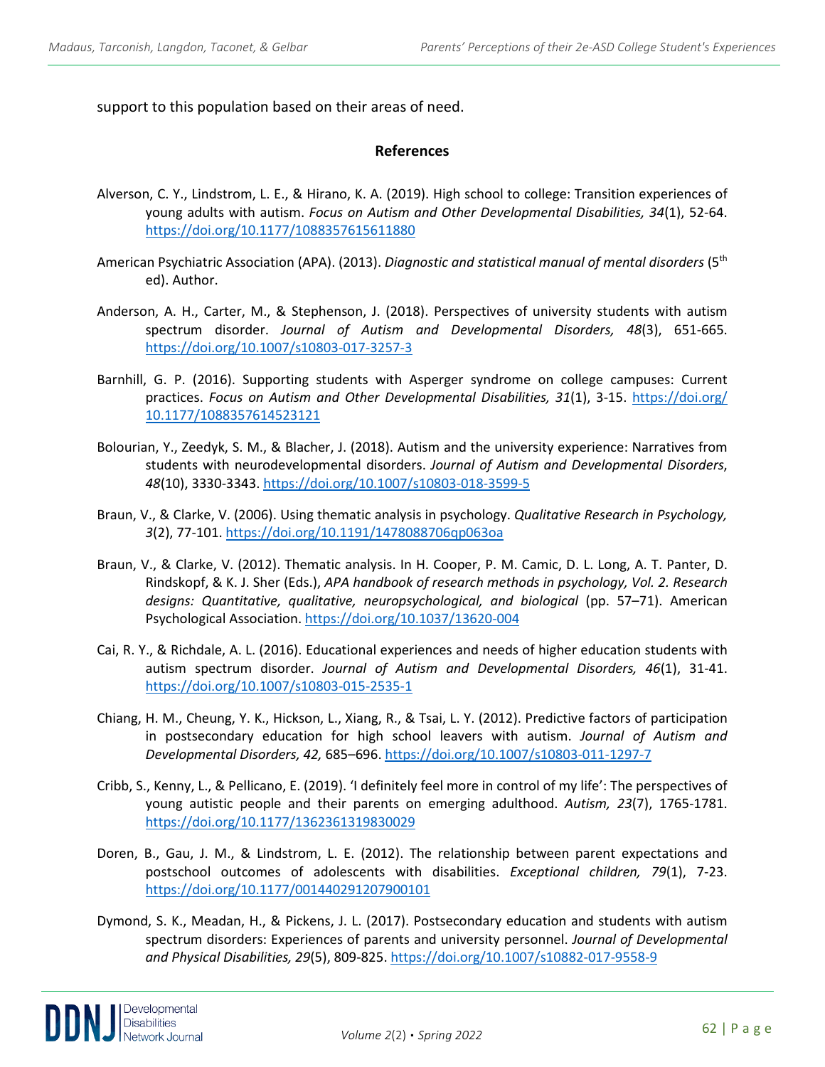support to this population based on their areas of need.

## References

Alverson, C. Y., Lindstrom, L. E., & Hirano, K. A. (2019). High school to college: Transition experiences of young adults with autism. *Focus on Autism and Other Developmental Disabilities, 34*(1), 52-64. https://doi.org/10.1177/1088357615611880

American Psychiatric Association (APA). (2013). *Diagnostic and statistical manual of mental disorders* (5th ed). Author.

Anderson, A. H., Carter, M., & Stephenson, J. (2018). Perspectives of university students with autism spectrum disorder. *Journal of Autism and Developmental Disorders, 48*(3), 651-665. https://doi.org/10.1007/s10803-017-3257-3

Barnhill, G. P. (2016). Supporting students with Asperger syndrome on college campuses: Current practices. *Focus on Autism and Other Developmental Disabilities, 31*(1), 3-15. https://doi.org/10.1177/1088357614523121

Bolourian, Y., Zeedyk, S. M., & Blacher, J. (2018). Autism and the university experience: Narratives from students with neurodevelopmental disorders. *Journal of Autism and Developmental Disorders*, *48*(10), 3330-3343. https://doi.org/10.1007/s10803-018-3599-5

Braun, V., & Clarke, V. (2006). Using thematic analysis in psychology. *Qualitative Research in Psychology, 3*(2), 77-101. https://doi.org/10.1191/1478088706qp063oa

Braun, V., & Clarke, V. (2012). Thematic analysis. In H. Cooper, P. M. Camic, D. L. Long, A. T. Panter, D. Rindskopf, & K. J. Sher (Eds.), *APA handbook of research methods in psychology, Vol. 2. Research designs: Quantitative, qualitative, neuropsychological, and biological* (pp. 57–71). American Psychological Association. https://doi.org/10.1037/13620-004

Cai, R. Y., & Richdale, A. L. (2016). Educational experiences and needs of higher education students with autism spectrum disorder. *Journal of Autism and Developmental Disorders, 46*(1), 31-41. https://doi.org/10.1007/s10803-015-2535-1

Chiang, H. M., Cheung, Y. K., Hickson, L., Xiang, R., & Tsai, L. Y. (2012). Predictive factors of participation in postsecondary education for high school leavers with autism. *Journal of Autism and Developmental Disorders, 42,* 685–696. https://doi.org/10.1007/s10803-011-1297-7

Cribb, S., Kenny, L., & Pellicano, E. (2019). 'I definitely feel more in control of my life': The perspectives of young autistic people and their parents on emerging adulthood. *Autism, 23*(7), 1765-1781. https://doi.org/10.1177/1362361319830029

Doren, B., Gau, J. M., & Lindstrom, L. E. (2012). The relationship between parent expectations and postschool outcomes of adolescents with disabilities. *Exceptional children, 79*(1), 7-23. https://doi.org/10.1177/001440291207900101

Dymond, S. K., Meadan, H., & Pickens, J. L. (2017). Postsecondary education and students with autism spectrum disorders: Experiences of parents and university personnel. *Journal of Developmental and Physical Disabilities, 29*(5), 809-825. https://doi.org/10.1007/s10882-017-9558-9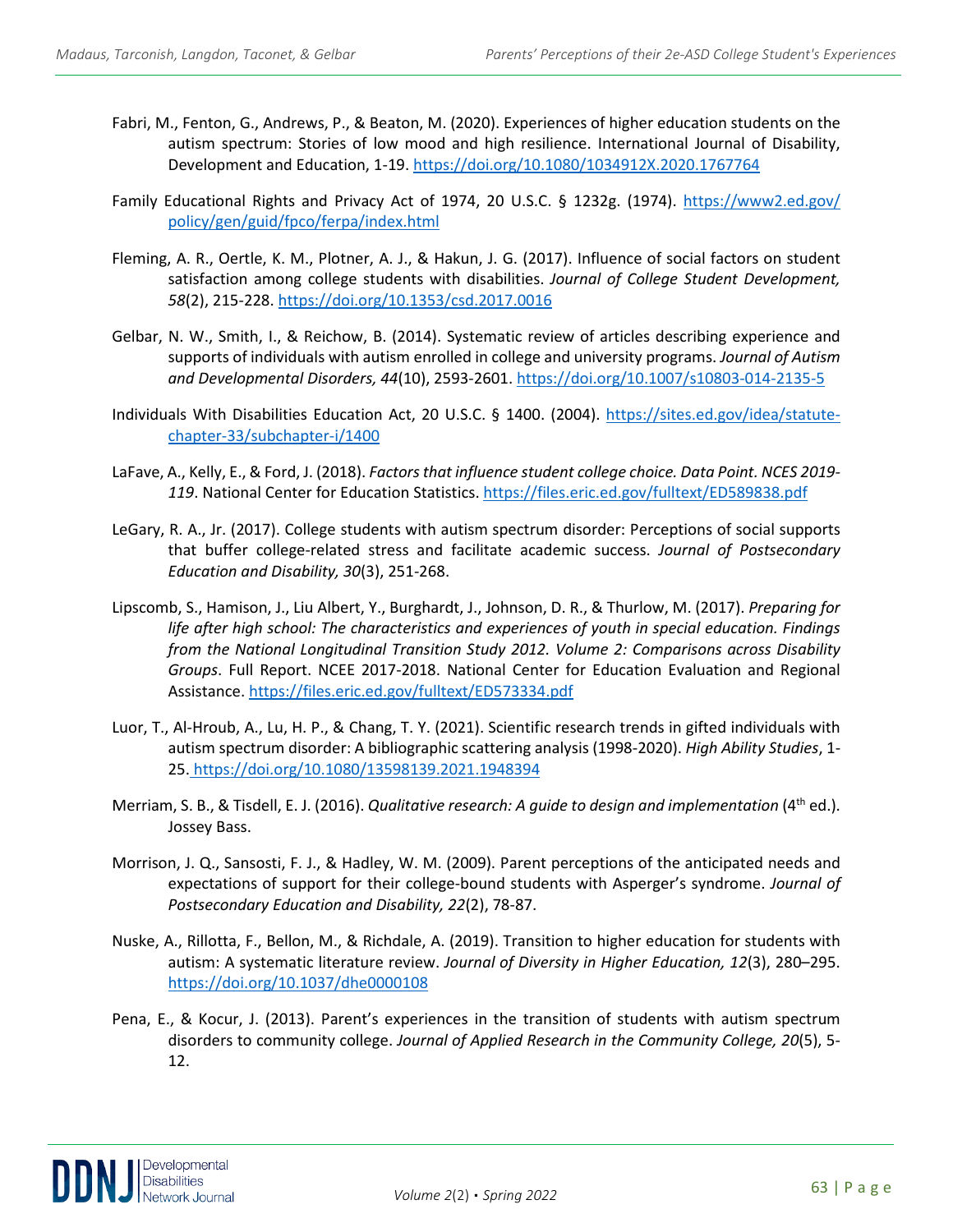Fabri, M., Fenton, G., Andrews, P., & Beaton, M. (2020). Experiences of higher education students on the autism spectrum: Stories of low mood and high resilience. International Journal of Disability, Development and Education, 1-19. https://doi.org/10.1080/1034912X.2020.1767764

Family Educational Rights and Privacy Act of 1974, 20 U.S.C. § 1232g. (1974). https://www2.ed.gov/policy/gen/guid/fpco/ferpa/index.html

Fleming, A. R., Oertle, K. M., Plotner, A. J., & Hakun, J. G. (2017). Influence of social factors on student satisfaction among college students with disabilities. *Journal of College Student Development, 58*(2), 215-228. https://doi.org/10.1353/csd.2017.0016

Gelbar, N. W., Smith, I., & Reichow, B. (2014). Systematic review of articles describing experience and supports of individuals with autism enrolled in college and university programs. *Journal of Autism and Developmental Disorders, 44*(10), 2593-2601. https://doi.org/10.1007/s10803-014-2135-5

Individuals With Disabilities Education Act, 20 U.S.C. § 1400. (2004). https://sites.ed.gov/idea/statute-chapter-33/subchapter-i/1400

LaFave, A., Kelly, E., & Ford, J. (2018). *Factors that influence student college choice. Data Point. NCES 2019-119*. National Center for Education Statistics. https://files.eric.ed.gov/fulltext/ED589838.pdf

LeGary, R. A., Jr. (2017). College students with autism spectrum disorder: Perceptions of social supports that buffer college-related stress and facilitate academic success. *Journal of Postsecondary Education and Disability, 30*(3), 251-268.

Lipscomb, S., Hamison, J., Liu Albert, Y., Burghardt, J., Johnson, D. R., & Thurlow, M. (2017). *Preparing for life after high school: The characteristics and experiences of youth in special education. Findings from the National Longitudinal Transition Study 2012. Volume 2: Comparisons across Disability Groups*. Full Report. NCEE 2017-2018. National Center for Education Evaluation and Regional Assistance. https://files.eric.ed.gov/fulltext/ED573334.pdf

Luor, T., Al-Hroub, A., Lu, H. P., & Chang, T. Y. (2021). Scientific research trends in gifted individuals with autism spectrum disorder: A bibliographic scattering analysis (1998-2020). *High Ability Studies*, 1-25. https://doi.org/10.1080/13598139.2021.1948394

Merriam, S. B., & Tisdell, E. J. (2016). *Qualitative research: A guide to design and implementation* (4th ed.). Jossey Bass.

Morrison, J. Q., Sansosti, F. J., & Hadley, W. M. (2009). Parent perceptions of the anticipated needs and expectations of support for their college-bound students with Asperger's syndrome. *Journal of Postsecondary Education and Disability, 22*(2), 78-87.

Nuske, A., Rillotta, F., Bellon, M., & Richdale, A. (2019). Transition to higher education for students with autism: A systematic literature review. *Journal of Diversity in Higher Education, 12*(3), 280–295. https://doi.org/10.1037/dhe0000108

Pena, E., & Kocur, J. (2013). Parent's experiences in the transition of students with autism spectrum disorders to community college. *Journal of Applied Research in the Community College, 20*(5), 5-12.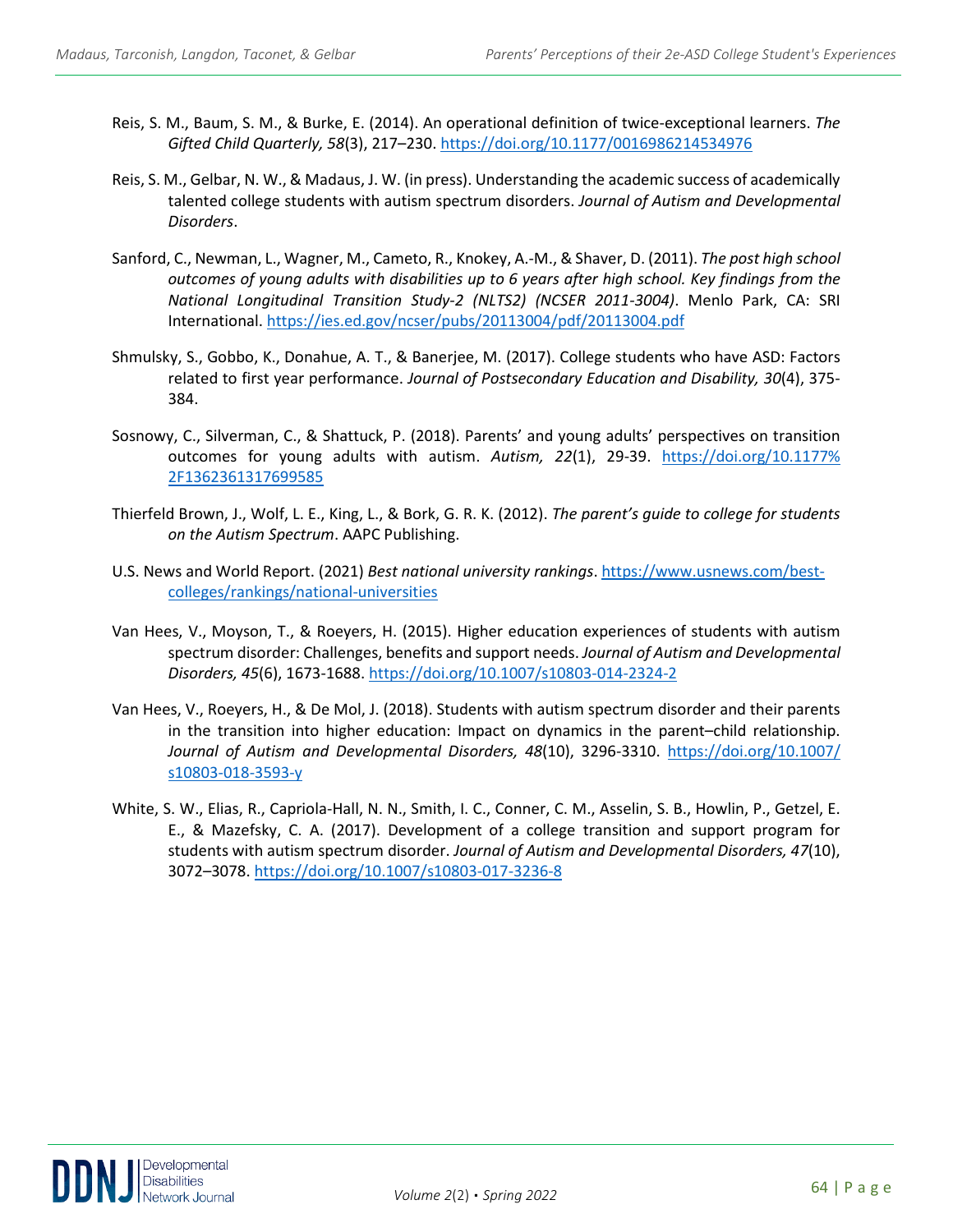Reis, S. M., Baum, S. M., & Burke, E. (2014). An operational definition of twice-exceptional learners. *The Gifted Child Quarterly, 58*(3), 217–230. https://doi.org/10.1177/0016986214534976

Reis, S. M., Gelbar, N. W., & Madaus, J. W. (in press). Understanding the academic success of academically talented college students with autism spectrum disorders. *Journal of Autism and Developmental Disorders*.

Sanford, C., Newman, L., Wagner, M., Cameto, R., Knokey, A.-M., & Shaver, D. (2011). *The post high school outcomes of young adults with disabilities up to 6 years after high school. Key findings from the National Longitudinal Transition Study-2 (NLTS2) (NCSER 2011-3004)*. Menlo Park, CA: SRI International. https://ies.ed.gov/ncser/pubs/20113004/pdf/20113004.pdf

Shmulsky, S., Gobbo, K., Donahue, A. T., & Banerjee, M. (2017). College students who have ASD: Factors related to first year performance. *Journal of Postsecondary Education and Disability, 30*(4), 375-384.

Sosnowy, C., Silverman, C., & Shattuck, P. (2018). Parents' and young adults' perspectives on transition outcomes for young adults with autism. *Autism, 22*(1), 29-39. https://doi.org/10.1177%2F1362361317699585

Thierfeld Brown, J., Wolf, L. E., King, L., & Bork, G. R. K. (2012). *The parent's guide to college for students on the Autism Spectrum*. AAPC Publishing.

U.S. News and World Report. (2021) *Best national university rankings*. https://www.usnews.com/best-colleges/rankings/national-universities

Van Hees, V., Moyson, T., & Roeyers, H. (2015). Higher education experiences of students with autism spectrum disorder: Challenges, benefits and support needs. *Journal of Autism and Developmental Disorders, 45*(6), 1673-1688. https://doi.org/10.1007/s10803-014-2324-2

Van Hees, V., Roeyers, H., & De Mol, J. (2018). Students with autism spectrum disorder and their parents in the transition into higher education: Impact on dynamics in the parent–child relationship. *Journal of Autism and Developmental Disorders, 48*(10), 3296-3310. https://doi.org/10.1007/s10803-018-3593-y

White, S. W., Elias, R., Capriola-Hall, N. N., Smith, I. C., Conner, C. M., Asselin, S. B., Howlin, P., Getzel, E. E., & Mazefsky, C. A. (2017). Development of a college transition and support program for students with autism spectrum disorder. *Journal of Autism and Developmental Disorders, 47*(10), 3072–3078. https://doi.org/10.1007/s10803-017-3236-8